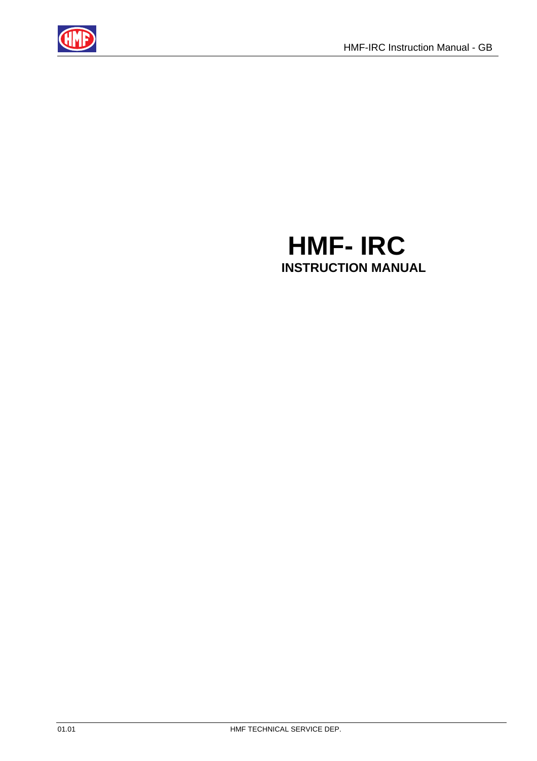# HMF- IRC

## INSTRUCTION MANUAL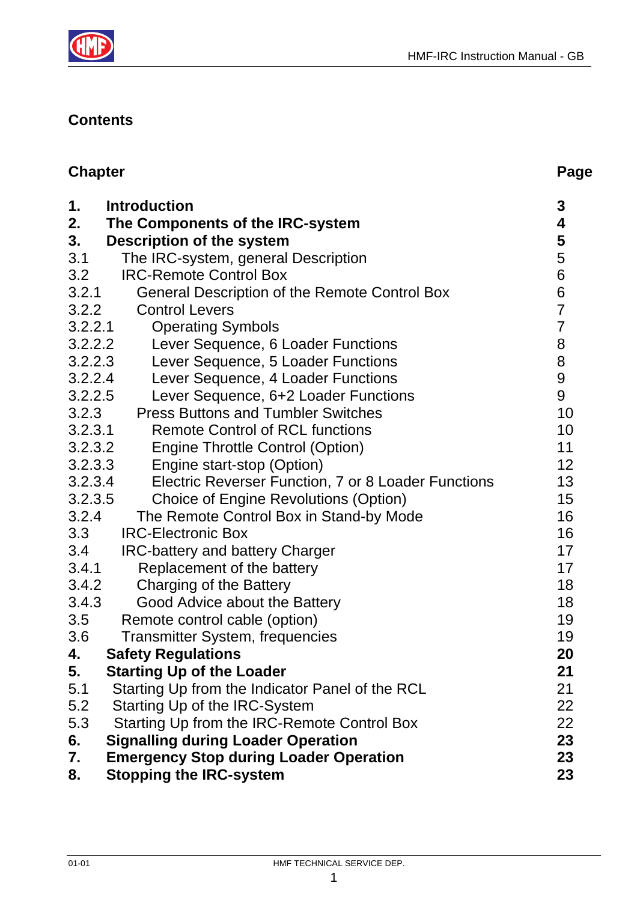## Contents

| Chapter | | Page |
|---|---|---|
| **1.** | **Introduction** | **3** |
| **2.** | **The Components of the IRC-system** | **4** |
| **3.** | **Description of the system** | **5** |
| 3.1 | The IRC-system, general Description | 5 |
| 3.2 | IRC-Remote Control Box | 6 |
| 3.2.1 | General Description of the Remote Control Box | 6 |
| 3.2.2 | Control Levers | 7 |
| 3.2.2.1 | Operating Symbols | 7 |
| 3.2.2.2 | Lever Sequence, 6 Loader Functions | 8 |
| 3.2.2.3 | Lever Sequence, 5 Loader Functions | 8 |
| 3.2.2.4 | Lever Sequence, 4 Loader Functions | 9 |
| 3.2.2.5 | Lever Sequence, 6+2 Loader Functions | 9 |
| 3.2.3 | Press Buttons and Tumbler Switches | 10 |
| 3.2.3.1 | Remote Control of RCL functions | 10 |
| 3.2.3.2 | Engine Throttle Control (Option) | 11 |
| 3.2.3.3 | Engine start-stop (Option) | 12 |
| 3.2.3.4 | Electric Reverser Function, 7 or 8 Loader Functions | 13 |
| 3.2.3.5 | Choice of Engine Revolutions (Option) | 15 |
| 3.2.4 | The Remote Control Box in Stand-by Mode | 16 |
| 3.3 | IRC-Electronic Box | 16 |
| 3.4 | IRC-battery and battery Charger | 17 |
| 3.4.1 | Replacement of the battery | 17 |
| 3.4.2 | Charging of the Battery | 18 |
| 3.4.3 | Good Advice about the Battery | 18 |
| 3.5 | Remote control cable (option) | 19 |
| 3.6 | Transmitter System, frequencies | 19 |
| **4.** | **Safety Regulations** | **20** |
| **5.** | **Starting Up of the Loader** | **21** |
| 5.1 | Starting Up from the Indicator Panel of the RCL | 21 |
| 5.2 | Starting Up of the IRC-System | 22 |
| 5.3 | Starting Up from the IRC-Remote Control Box | 22 |
| **6.** | **Signalling during Loader Operation** | **23** |
| **7.** | **Emergency Stop during Loader Operation** | **23** |
| **8.** | **Stopping the IRC-system** | **23** |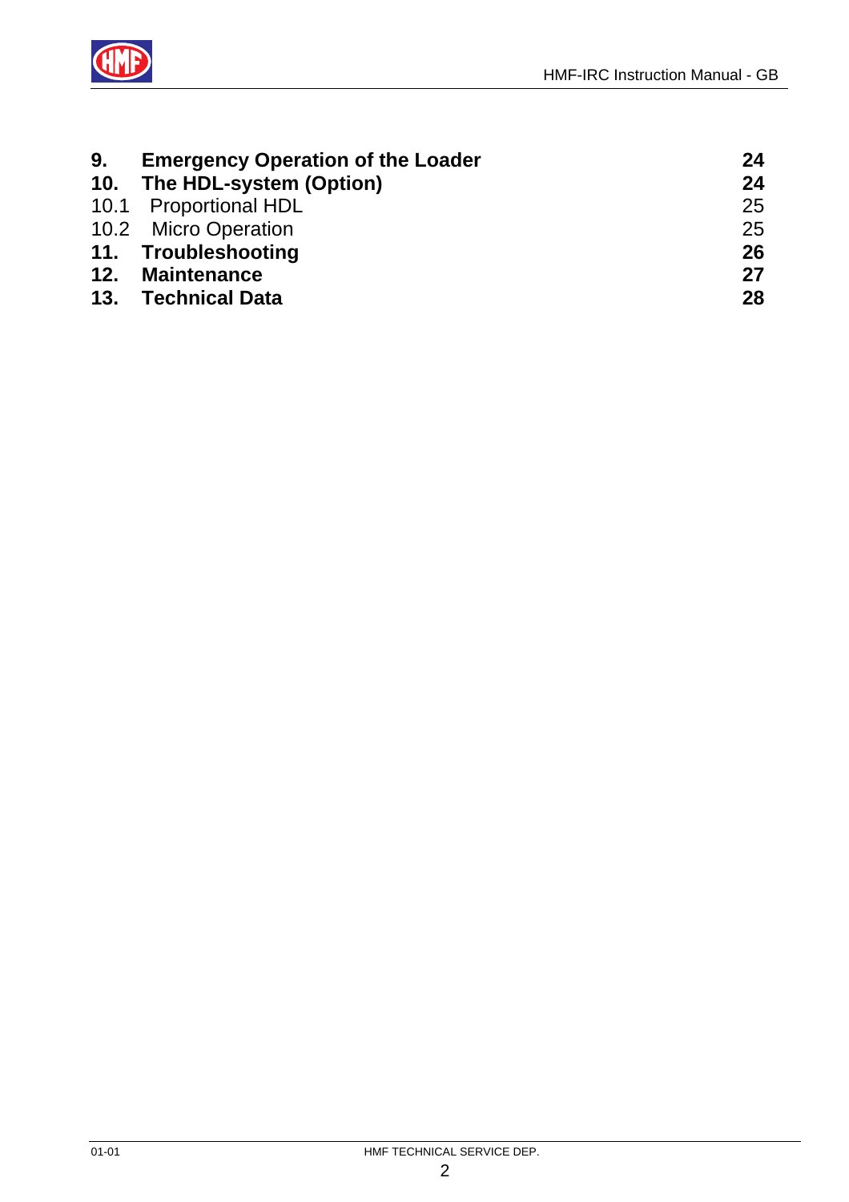| | | |
|---|---|---|
| **9.** | **Emergency Operation of the Loader** | **24** |
| **10.** | **The HDL-system (Option)** | **24** |
| 10.1 | Proportional HDL | 25 |
| 10.2 | Micro Operation | 25 |
| **11.** | **Troubleshooting** | **26** |
| **12.** | **Maintenance** | **27** |
| **13.** | **Technical Data** | **28** |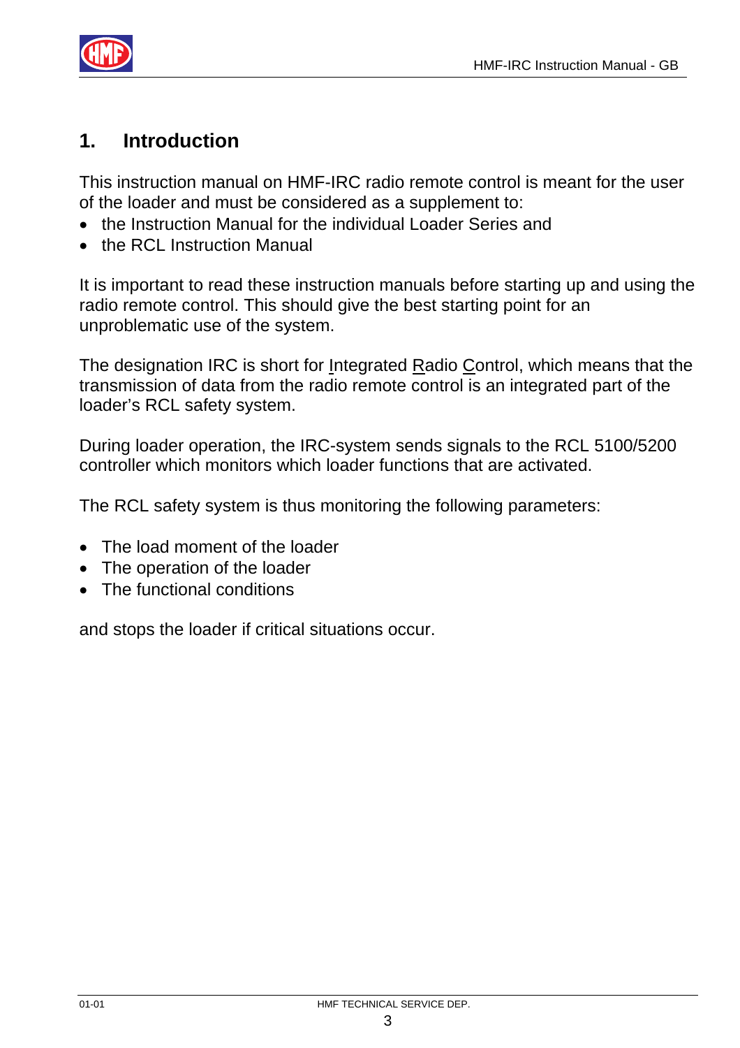# 1. Introduction

This instruction manual on HMF-IRC radio remote control is meant for the user of the loader and must be considered as a supplement to:

- the Instruction Manual for the individual Loader Series and
- the RCL Instruction Manual

It is important to read these instruction manuals before starting up and using the radio remote control. This should give the best starting point for an unproblematic use of the system.

The designation IRC is short for Integrated Radio Control, which means that the transmission of data from the radio remote control is an integrated part of the loader's RCL safety system.

During loader operation, the IRC-system sends signals to the RCL 5100/5200 controller which monitors which loader functions that are activated.

The RCL safety system is thus monitoring the following parameters:

- The load moment of the loader
- The operation of the loader
- The functional conditions

and stops the loader if critical situations occur.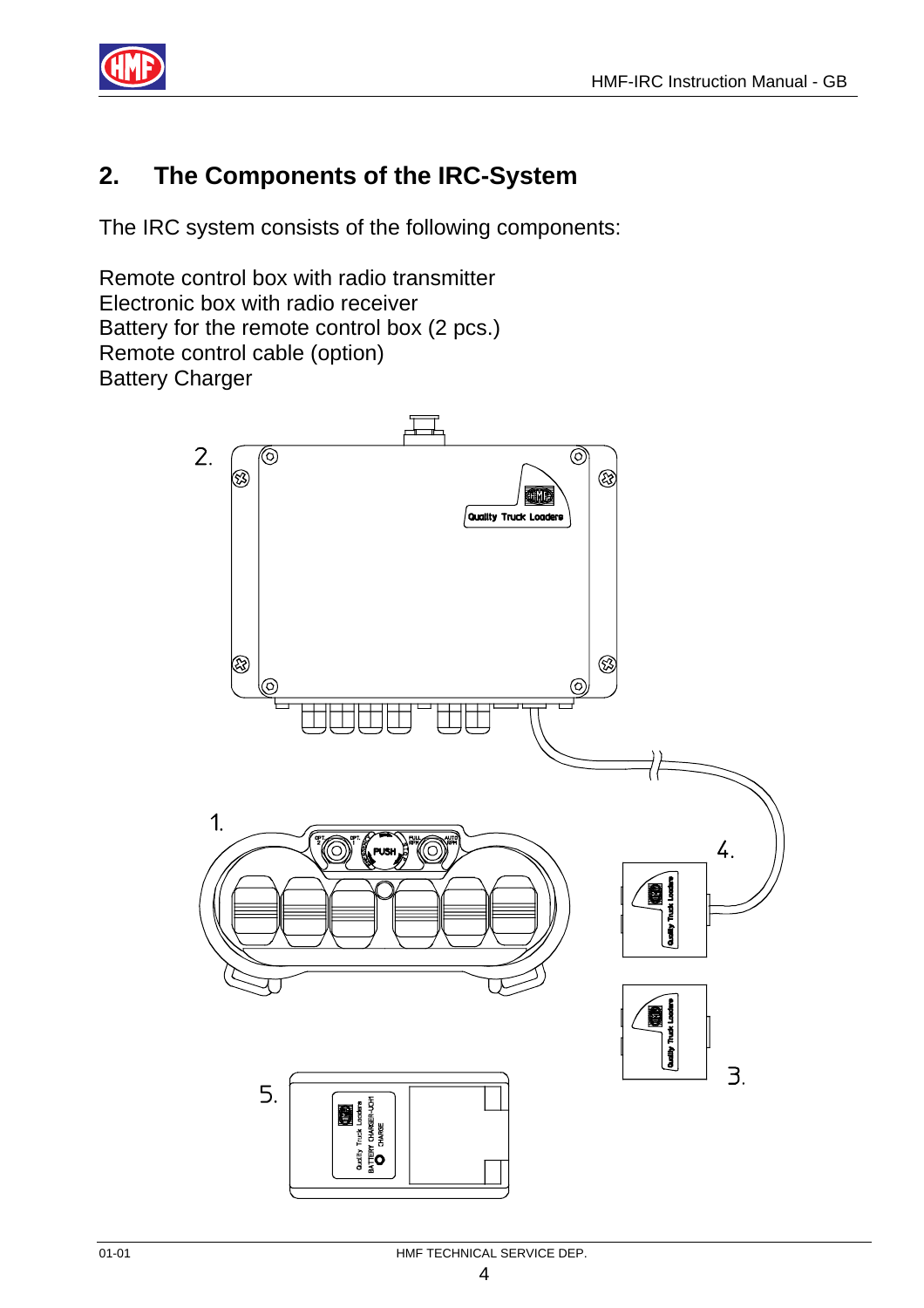## 2. The Components of the IRC-System

The IRC system consists of the following components:

Remote control box with radio transmitter
Electronic box with radio receiver
Battery for the remote control box (2 pcs.)
Remote control cable (option)
Battery Charger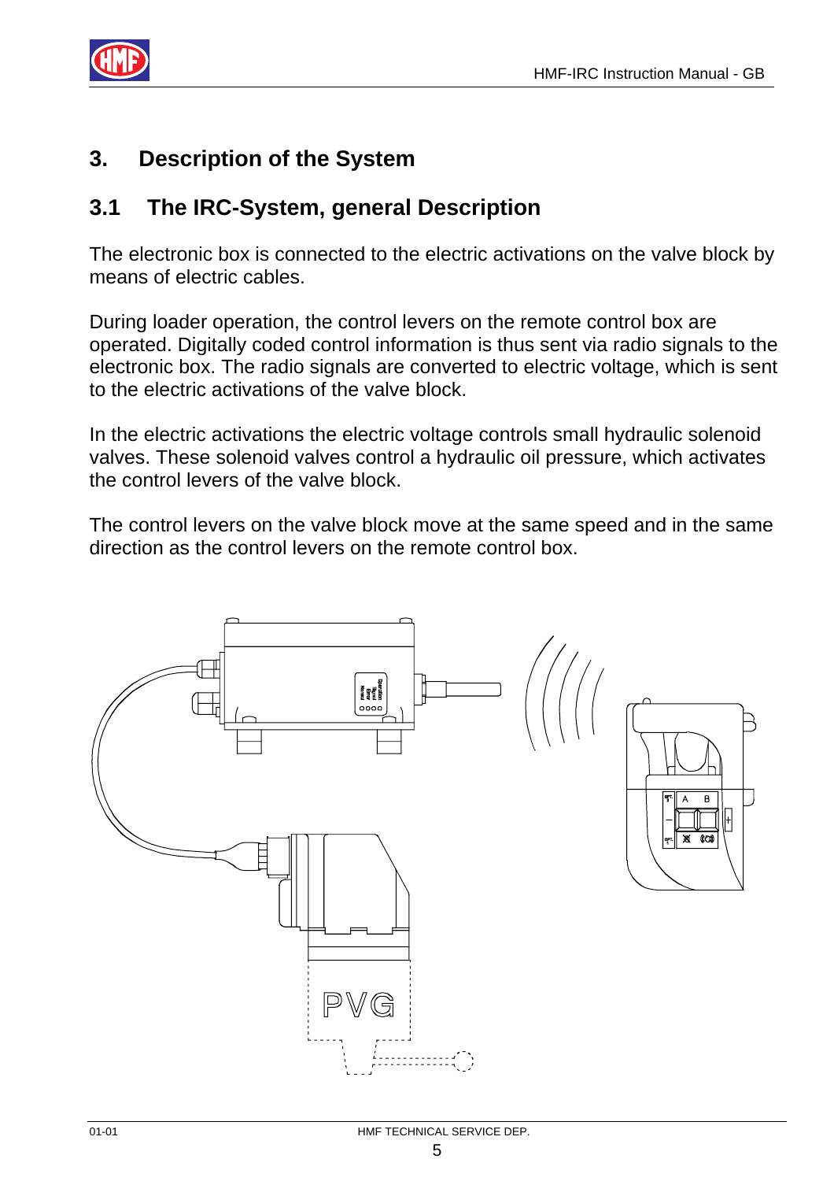# 3. Description of the System

## 3.1 The IRC-System, general Description

The electronic box is connected to the electric activations on the valve block by means of electric cables.

During loader operation, the control levers on the remote control box are operated. Digitally coded control information is thus sent via radio signals to the electronic box. The radio signals are converted to electric voltage, which is sent to the electric activations of the valve block.

In the electric activations the electric voltage controls small hydraulic solenoid valves. These solenoid valves control a hydraulic oil pressure, which activates the control levers of the valve block.

The control levers on the valve block move at the same speed and in the same direction as the control levers on the remote control box.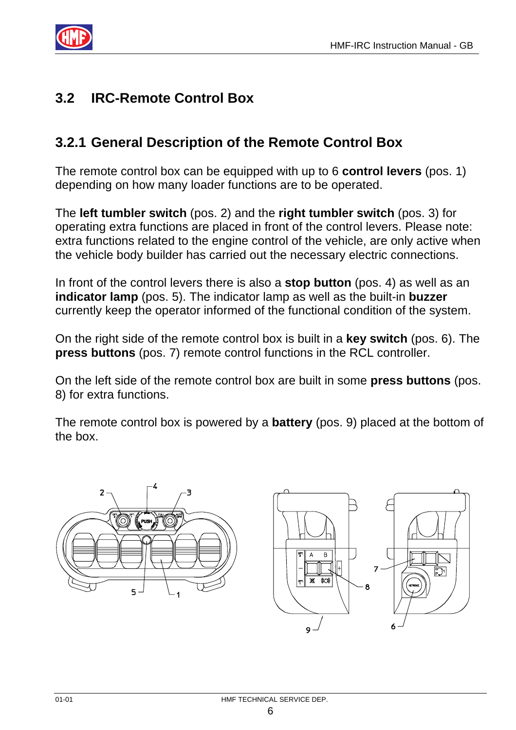## 3.2 IRC-Remote Control Box

### 3.2.1 General Description of the Remote Control Box

The remote control box can be equipped with up to 6 **control levers** (pos. 1) depending on how many loader functions are to be operated.

The **left tumbler switch** (pos. 2) and the **right tumbler switch** (pos. 3) for operating extra functions are placed in front of the control levers. Please note: extra functions related to the engine control of the vehicle, are only active when the vehicle body builder has carried out the necessary electric connections.

In front of the control levers there is also a **stop button** (pos. 4) as well as an **indicator lamp** (pos. 5). The indicator lamp as well as the built-in **buzzer** currently keep the operator informed of the functional condition of the system.

On the right side of the remote control box is built in a **key switch** (pos. 6). The **press buttons** (pos. 7) remote control functions in the RCL controller.

On the left side of the remote control box are built in some **press buttons** (pos. 8) for extra functions.

The remote control box is powered by a **battery** (pos. 9) placed at the bottom of the box.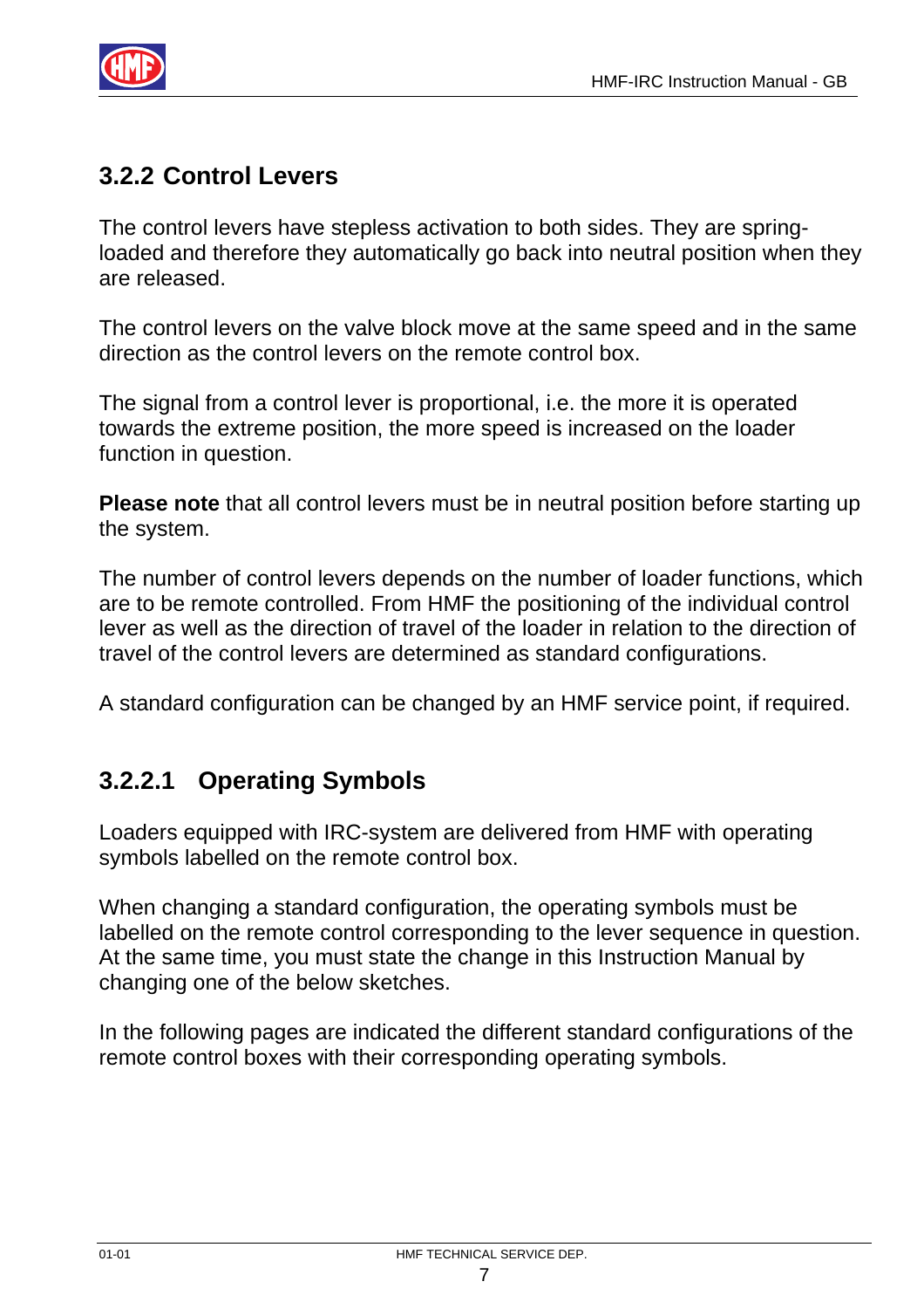### 3.2.2 Control Levers

The control levers have stepless activation to both sides. They are spring-loaded and therefore they automatically go back into neutral position when they are released.

The control levers on the valve block move at the same speed and in the same direction as the control levers on the remote control box.

The signal from a control lever is proportional, i.e. the more it is operated towards the extreme position, the more speed is increased on the loader function in question.

**Please note** that all control levers must be in neutral position before starting up the system.

The number of control levers depends on the number of loader functions, which are to be remote controlled. From HMF the positioning of the individual control lever as well as the direction of travel of the loader in relation to the direction of travel of the control levers are determined as standard configurations.

A standard configuration can be changed by an HMF service point, if required.

#### 3.2.2.1 Operating Symbols

Loaders equipped with IRC-system are delivered from HMF with operating symbols labelled on the remote control box.

When changing a standard configuration, the operating symbols must be labelled on the remote control corresponding to the lever sequence in question. At the same time, you must state the change in this Instruction Manual by changing one of the below sketches.

In the following pages are indicated the different standard configurations of the remote control boxes with their corresponding operating symbols.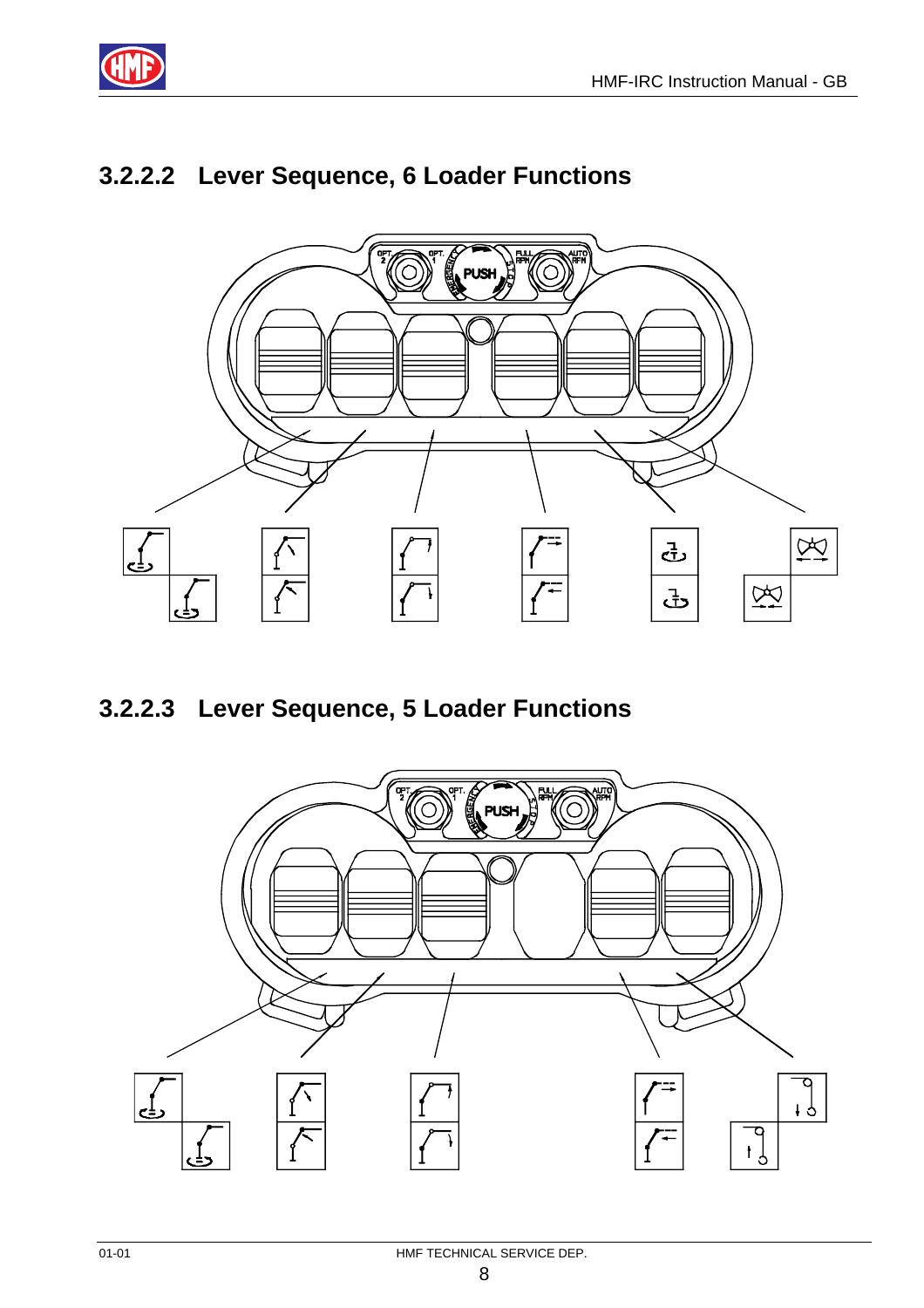### 3.2.2.2 Lever Sequence, 6 Loader Functions

### 3.2.2.3 Lever Sequence, 5 Loader Functions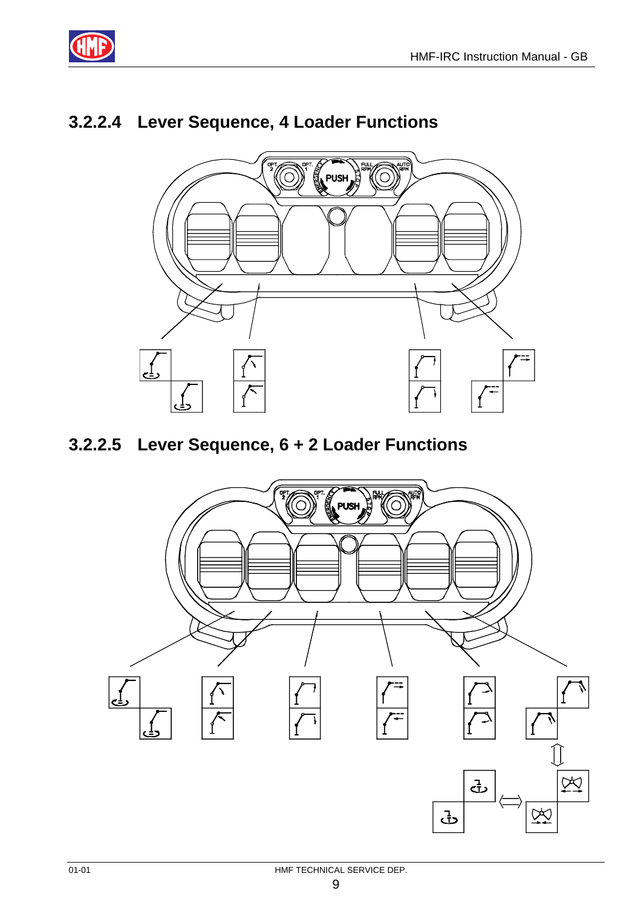## 3.2.2.4 Lever Sequence, 4 Loader Functions

## 3.2.2.5 Lever Sequence, 6 + 2 Loader Functions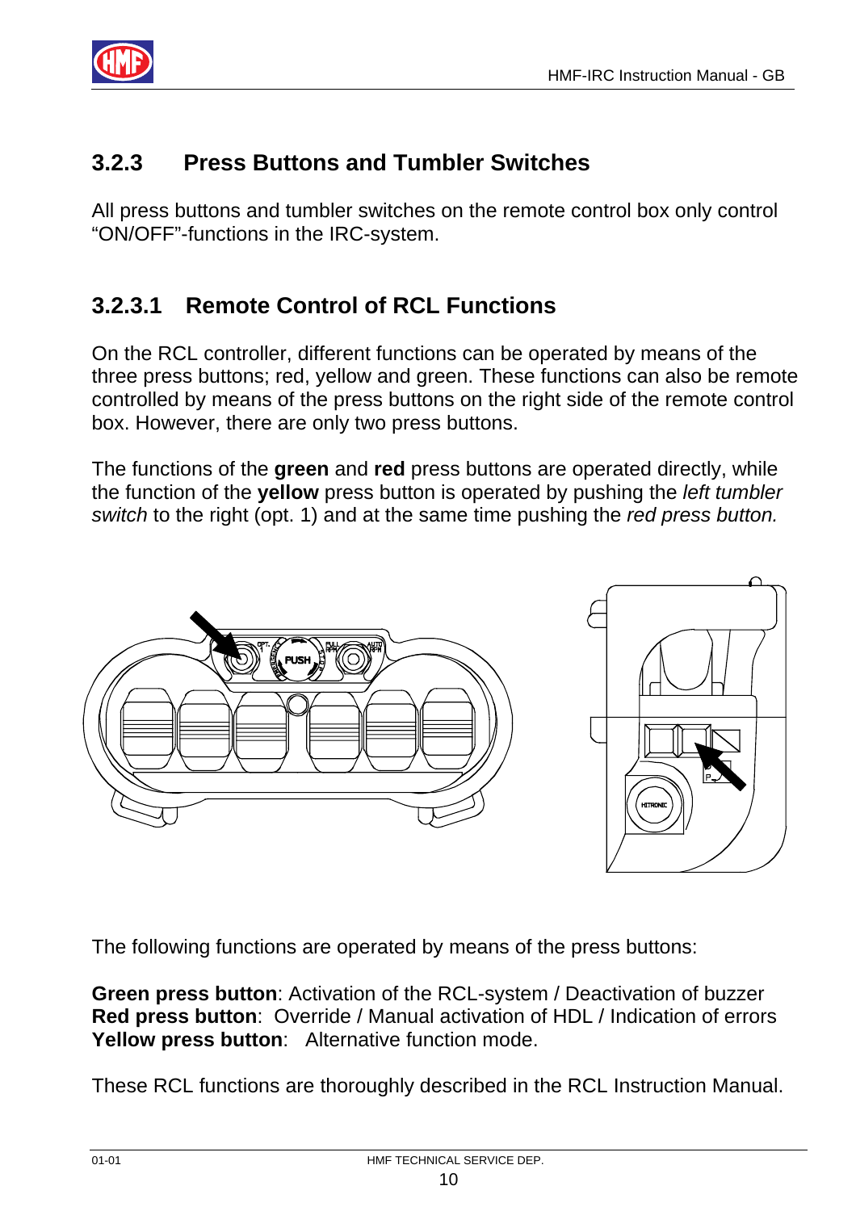## 3.2.3 Press Buttons and Tumbler Switches

All press buttons and tumbler switches on the remote control box only control "ON/OFF"-functions in the IRC-system.

### 3.2.3.1 Remote Control of RCL Functions

On the RCL controller, different functions can be operated by means of the three press buttons; red, yellow and green. These functions can also be remote controlled by means of the press buttons on the right side of the remote control box. However, there are only two press buttons.

The functions of the **green** and **red** press buttons are operated directly, while the function of the **yellow** press button is operated by pushing the *left tumbler switch* to the right (opt. 1) and at the same time pushing the *red press button.*

The following functions are operated by means of the press buttons:

**Green press button**: Activation of the RCL-system / Deactivation of buzzer
**Red press button**: Override / Manual activation of HDL / Indication of errors
**Yellow press button**: Alternative function mode.

These RCL functions are thoroughly described in the RCL Instruction Manual.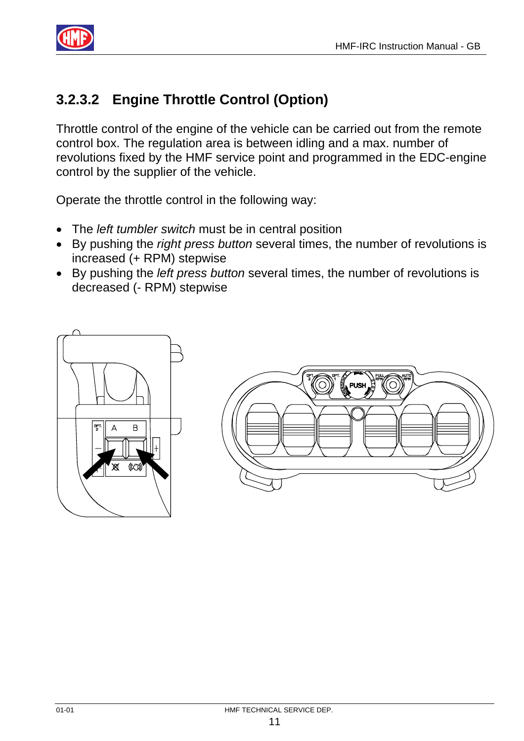### 3.2.3.2 Engine Throttle Control (Option)

Throttle control of the engine of the vehicle can be carried out from the remote control box. The regulation area is between idling and a max. number of revolutions fixed by the HMF service point and programmed in the EDC-engine control by the supplier of the vehicle.

Operate the throttle control in the following way:

- The *left tumbler switch* must be in central position
- By pushing the *right press button* several times, the number of revolutions is increased (+ RPM) stepwise
- By pushing the *left press button* several times, the number of revolutions is decreased (- RPM) stepwise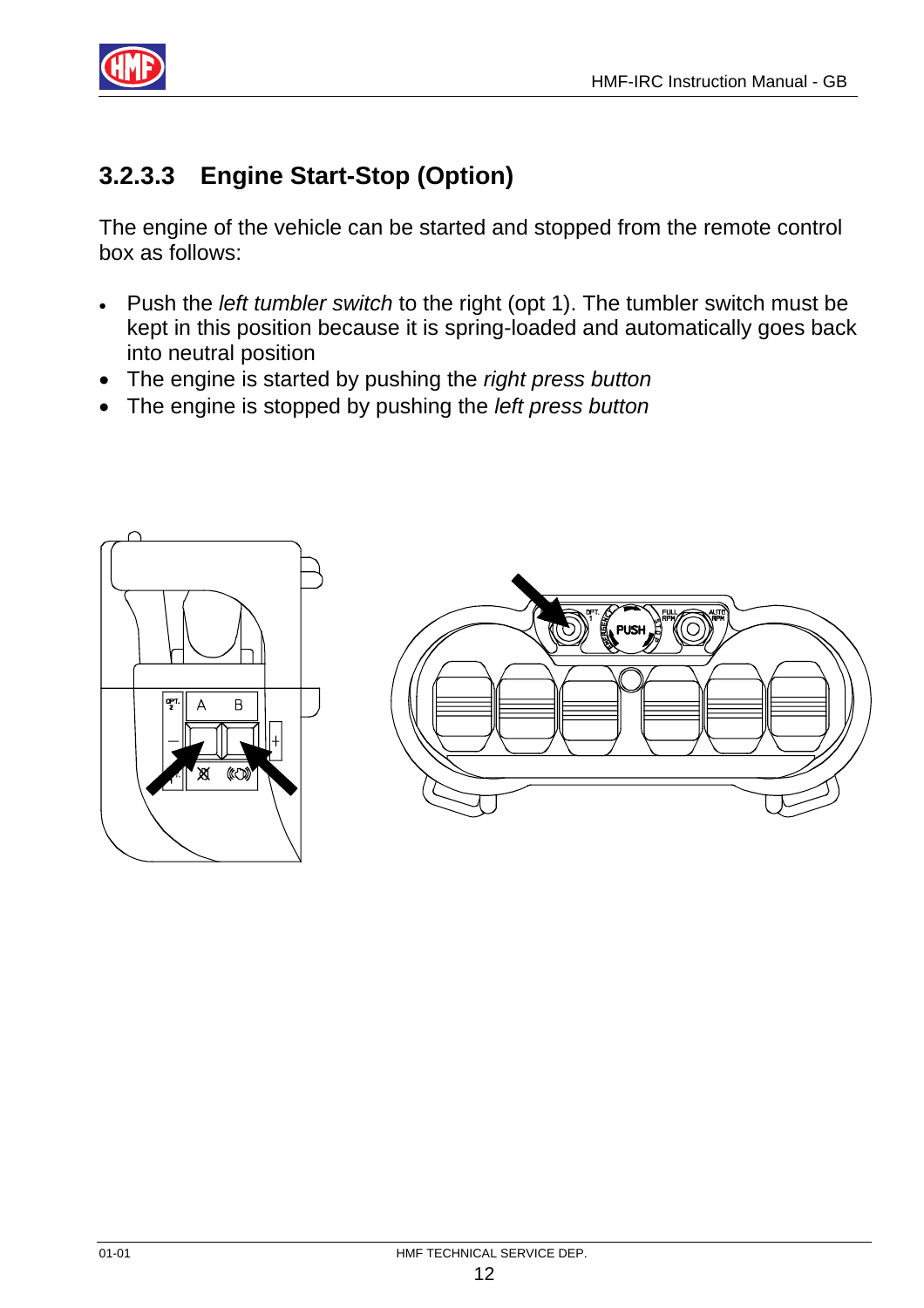### 3.2.3.3 Engine Start-Stop (Option)

The engine of the vehicle can be started and stopped from the remote control box as follows:

- Push the *left tumbler switch* to the right (opt 1). The tumbler switch must be kept in this position because it is spring-loaded and automatically goes back into neutral position
- The engine is started by pushing the *right press button*
- The engine is stopped by pushing the *left press button*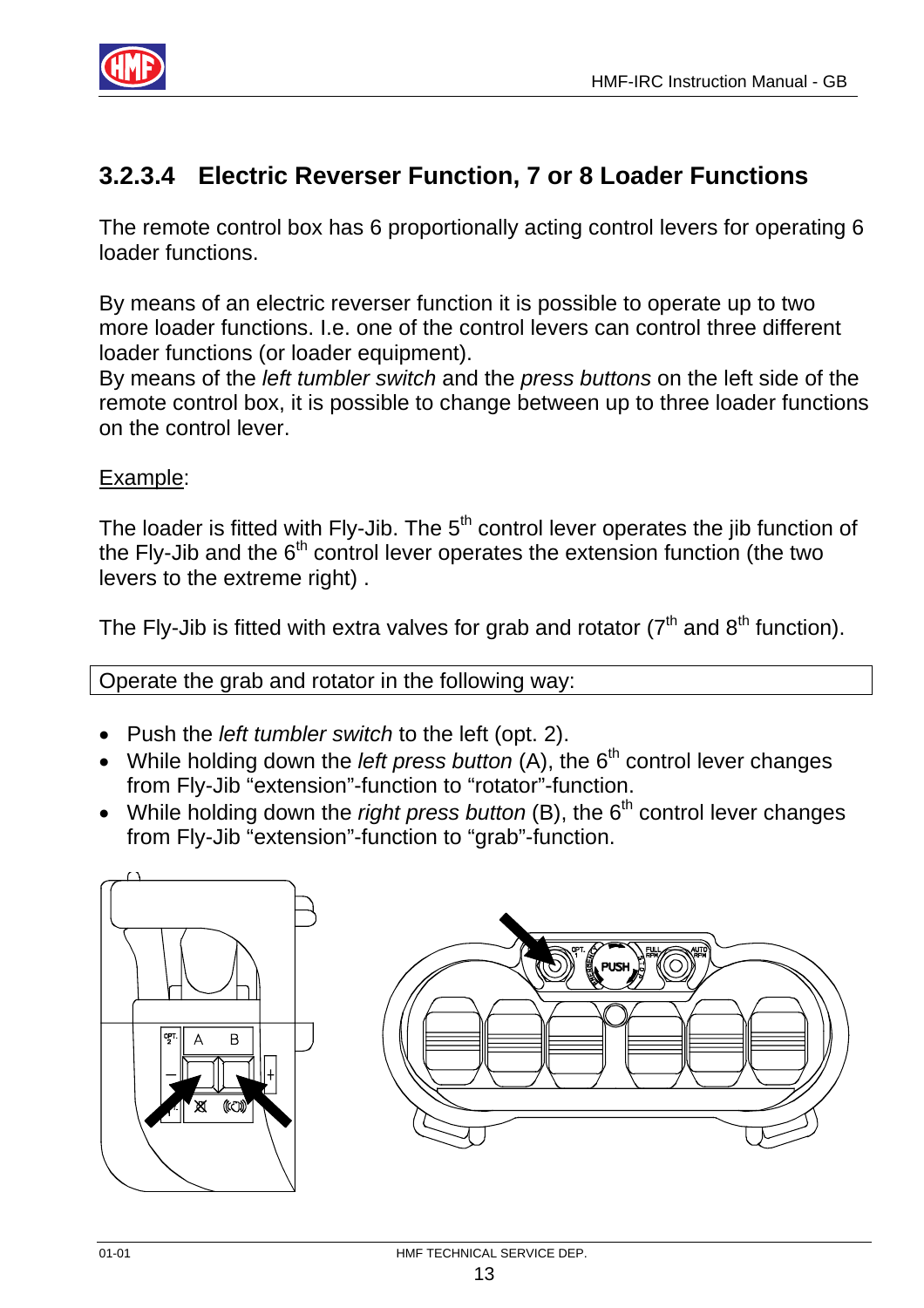### 3.2.3.4 Electric Reverser Function, 7 or 8 Loader Functions

The remote control box has 6 proportionally acting control levers for operating 6 loader functions.

By means of an electric reverser function it is possible to operate up to two more loader functions. I.e. one of the control levers can control three different loader functions (or loader equipment).

By means of the *left tumbler switch* and the *press buttons* on the left side of the remote control box, it is possible to change between up to three loader functions on the control lever.

Example:

The loader is fitted with Fly-Jib. The 5th control lever operates the jib function of the Fly-Jib and the 6th control lever operates the extension function (the two levers to the extreme right) .

The Fly-Jib is fitted with extra valves for grab and rotator (7th and 8th function).

Operate the grab and rotator in the following way:

- Push the *left tumbler switch* to the left (opt. 2).
- While holding down the *left press button* (A), the 6th control lever changes from Fly-Jib "extension"-function to "rotator"-function.
- While holding down the *right press button* (B), the 6th control lever changes from Fly-Jib "extension"-function to "grab"-function.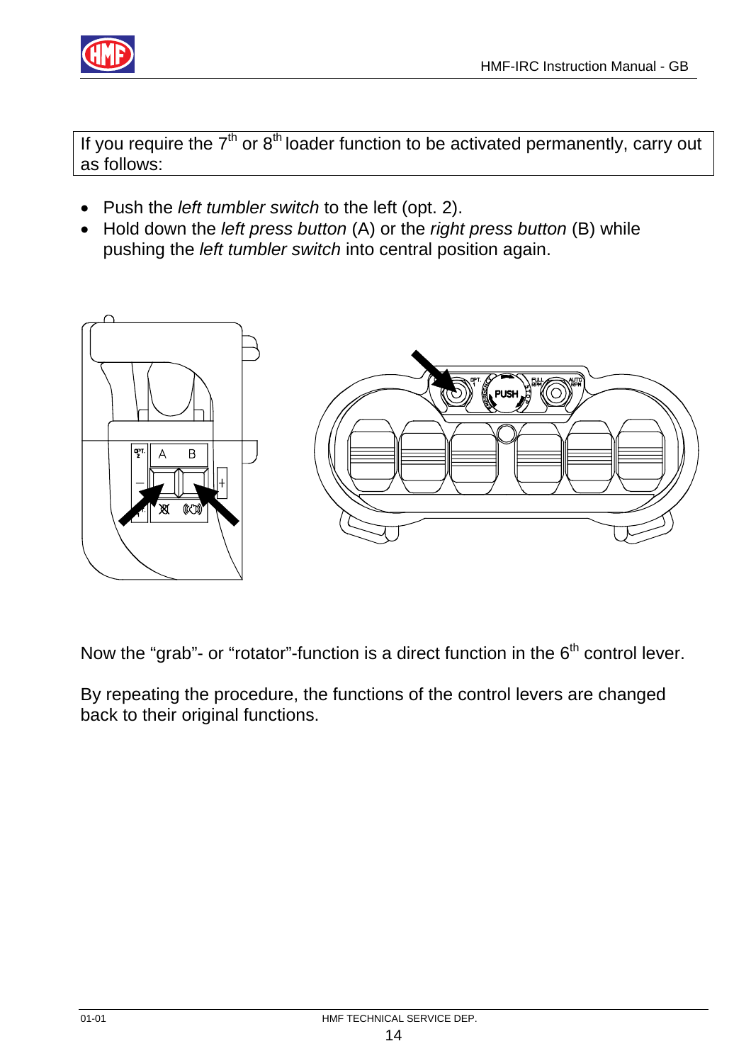If you require the 7th or 8th loader function to be activated permanently, carry out as follows:

- Push the *left tumbler switch* to the left (opt. 2).
- Hold down the *left press button* (A) or the *right press button* (B) while pushing the *left tumbler switch* into central position again.

Now the “grab”- or “rotator”-function is a direct function in the 6th control lever.

By repeating the procedure, the functions of the control levers are changed back to their original functions.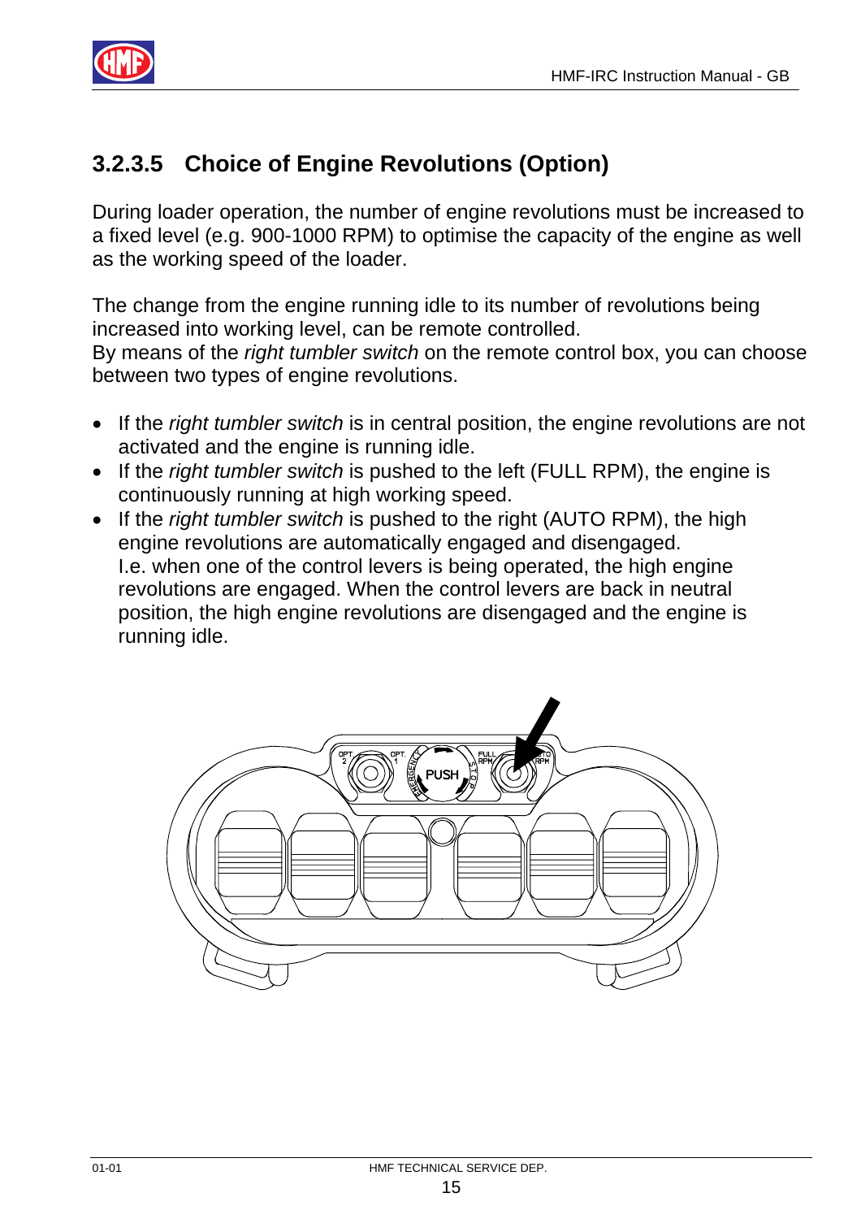## 3.2.3.5 Choice of Engine Revolutions (Option)

During loader operation, the number of engine revolutions must be increased to a fixed level (e.g. 900-1000 RPM) to optimise the capacity of the engine as well as the working speed of the loader.

The change from the engine running idle to its number of revolutions being increased into working level, can be remote controlled.
By means of the *right tumbler switch* on the remote control box, you can choose between two types of engine revolutions.

- If the *right tumbler switch* is in central position, the engine revolutions are not activated and the engine is running idle.
- If the *right tumbler switch* is pushed to the left (FULL RPM), the engine is continuously running at high working speed.
- If the *right tumbler switch* is pushed to the right (AUTO RPM), the high engine revolutions are automatically engaged and disengaged.
  I.e. when one of the control levers is being operated, the high engine revolutions are engaged. When the control levers are back in neutral position, the high engine revolutions are disengaged and the engine is running idle.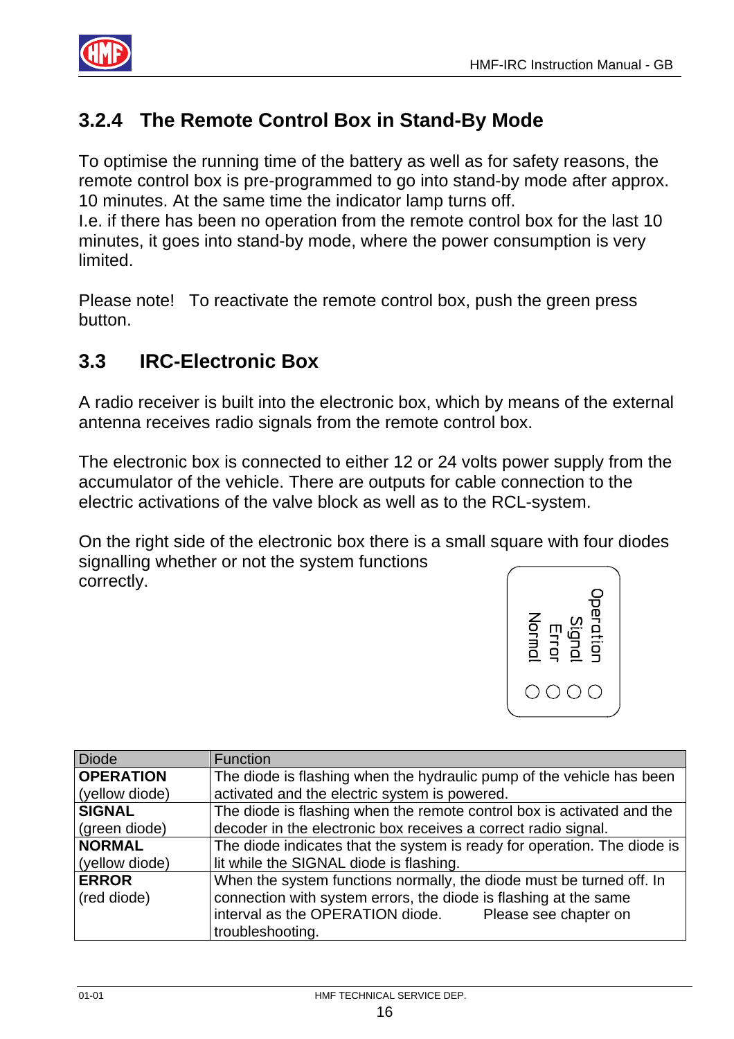## 3.2.4 The Remote Control Box in Stand-By Mode

To optimise the running time of the battery as well as for safety reasons, the remote control box is pre-programmed to go into stand-by mode after approx. 10 minutes. At the same time the indicator lamp turns off.
I.e. if there has been no operation from the remote control box for the last 10 minutes, it goes into stand-by mode, where the power consumption is very limited.

Please note! To reactivate the remote control box, push the green press button.

## 3.3 IRC-Electronic Box

A radio receiver is built into the electronic box, which by means of the external antenna receives radio signals from the remote control box.

The electronic box is connected to either 12 or 24 volts power supply from the accumulator of the vehicle. There are outputs for cable connection to the electric activations of the valve block as well as to the RCL-system.

On the right side of the electronic box there is a small square with four diodes signalling whether or not the system functions correctly.

Normal
Error
Signal
Operation

| Diode | Function |
|---|---|
| **OPERATION** (yellow diode) | The diode is flashing when the hydraulic pump of the vehicle has been activated and the electric system is powered. |
| **SIGNAL** (green diode) | The diode is flashing when the remote control box is activated and the decoder in the electronic box receives a correct radio signal. |
| **NORMAL** (yellow diode) | The diode indicates that the system is ready for operation. The diode is lit while the SIGNAL diode is flashing. |
| **ERROR** (red diode) | When the system functions normally, the diode must be turned off. In connection with system errors, the diode is flashing at the same interval as the OPERATION diode. Please see chapter on troubleshooting. |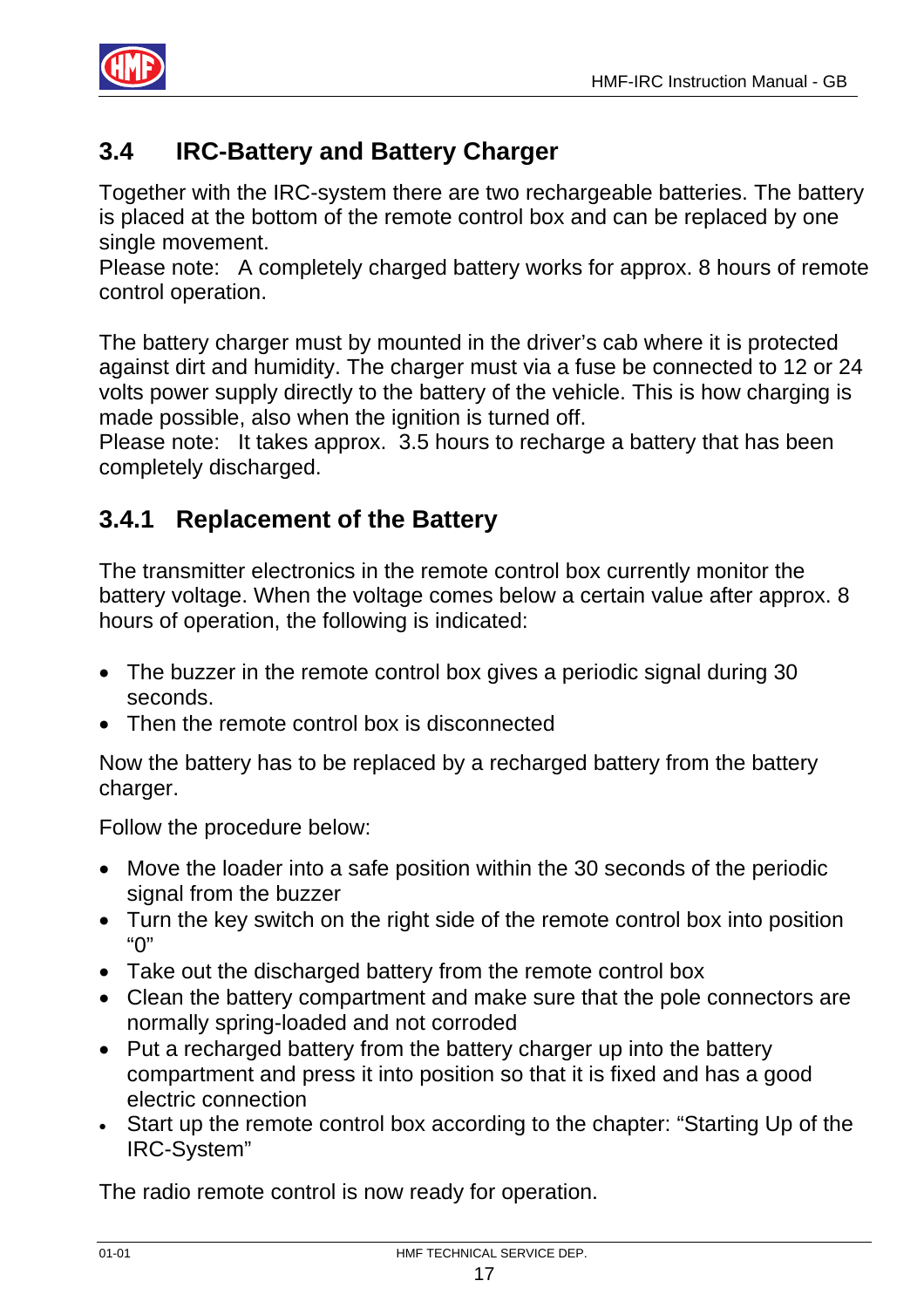## 3.4 IRC-Battery and Battery Charger

Together with the IRC-system there are two rechargeable batteries. The battery is placed at the bottom of the remote control box and can be replaced by one single movement.
Please note: A completely charged battery works for approx. 8 hours of remote control operation.

The battery charger must by mounted in the driver's cab where it is protected against dirt and humidity. The charger must via a fuse be connected to 12 or 24 volts power supply directly to the battery of the vehicle. This is how charging is made possible, also when the ignition is turned off.
Please note: It takes approx. 3.5 hours to recharge a battery that has been completely discharged.

### 3.4.1 Replacement of the Battery

The transmitter electronics in the remote control box currently monitor the battery voltage. When the voltage comes below a certain value after approx. 8 hours of operation, the following is indicated:

- The buzzer in the remote control box gives a periodic signal during 30 seconds.
- Then the remote control box is disconnected

Now the battery has to be replaced by a recharged battery from the battery charger.

Follow the procedure below:

- Move the loader into a safe position within the 30 seconds of the periodic signal from the buzzer
- Turn the key switch on the right side of the remote control box into position "0"
- Take out the discharged battery from the remote control box
- Clean the battery compartment and make sure that the pole connectors are normally spring-loaded and not corroded
- Put a recharged battery from the battery charger up into the battery compartment and press it into position so that it is fixed and has a good electric connection
- Start up the remote control box according to the chapter: "Starting Up of the IRC-System"

The radio remote control is now ready for operation.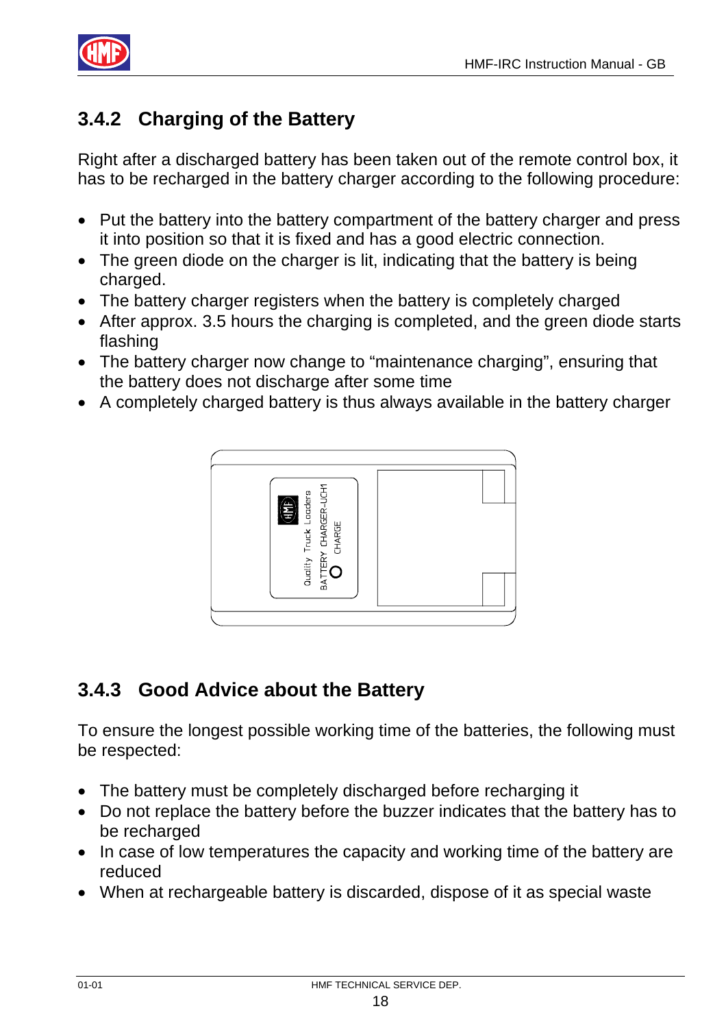### 3.4.2 Charging of the Battery

Right after a discharged battery has been taken out of the remote control box, it has to be recharged in the battery charger according to the following procedure:

- Put the battery into the battery compartment of the battery charger and press it into position so that it is fixed and has a good electric connection.
- The green diode on the charger is lit, indicating that the battery is being charged.
- The battery charger registers when the battery is completely charged
- After approx. 3.5 hours the charging is completed, and the green diode starts flashing
- The battery charger now change to "maintenance charging", ensuring that the battery does not discharge after some time
- A completely charged battery is thus always available in the battery charger

### 3.4.3 Good Advice about the Battery

To ensure the longest possible working time of the batteries, the following must be respected:

- The battery must be completely discharged before recharging it
- Do not replace the battery before the buzzer indicates that the battery has to be recharged
- In case of low temperatures the capacity and working time of the battery are reduced
- When at rechargeable battery is discarded, dispose of it as special waste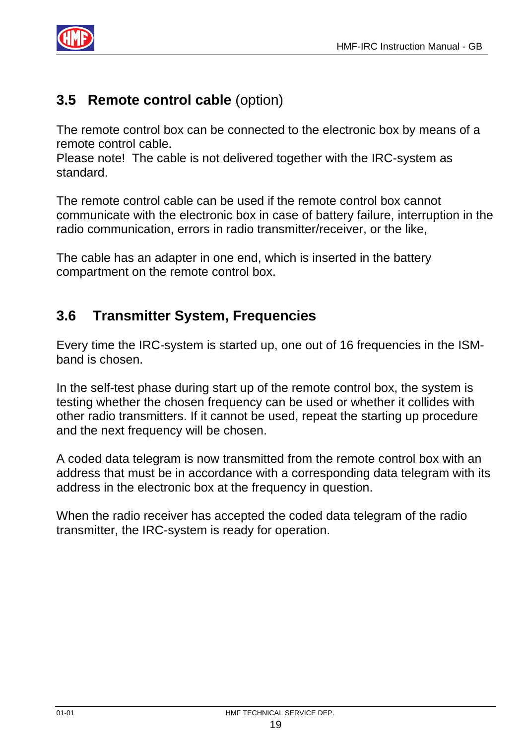## 3.5 Remote control cable (option)

The remote control box can be connected to the electronic box by means of a remote control cable.
Please note! The cable is not delivered together with the IRC-system as standard.

The remote control cable can be used if the remote control box cannot communicate with the electronic box in case of battery failure, interruption in the radio communication, errors in radio transmitter/receiver, or the like,

The cable has an adapter in one end, which is inserted in the battery compartment on the remote control box.

## 3.6 Transmitter System, Frequencies

Every time the IRC-system is started up, one out of 16 frequencies in the ISM-band is chosen.

In the self-test phase during start up of the remote control box, the system is testing whether the chosen frequency can be used or whether it collides with other radio transmitters. If it cannot be used, repeat the starting up procedure and the next frequency will be chosen.

A coded data telegram is now transmitted from the remote control box with an address that must be in accordance with a corresponding data telegram with its address in the electronic box at the frequency in question.

When the radio receiver has accepted the coded data telegram of the radio transmitter, the IRC-system is ready for operation.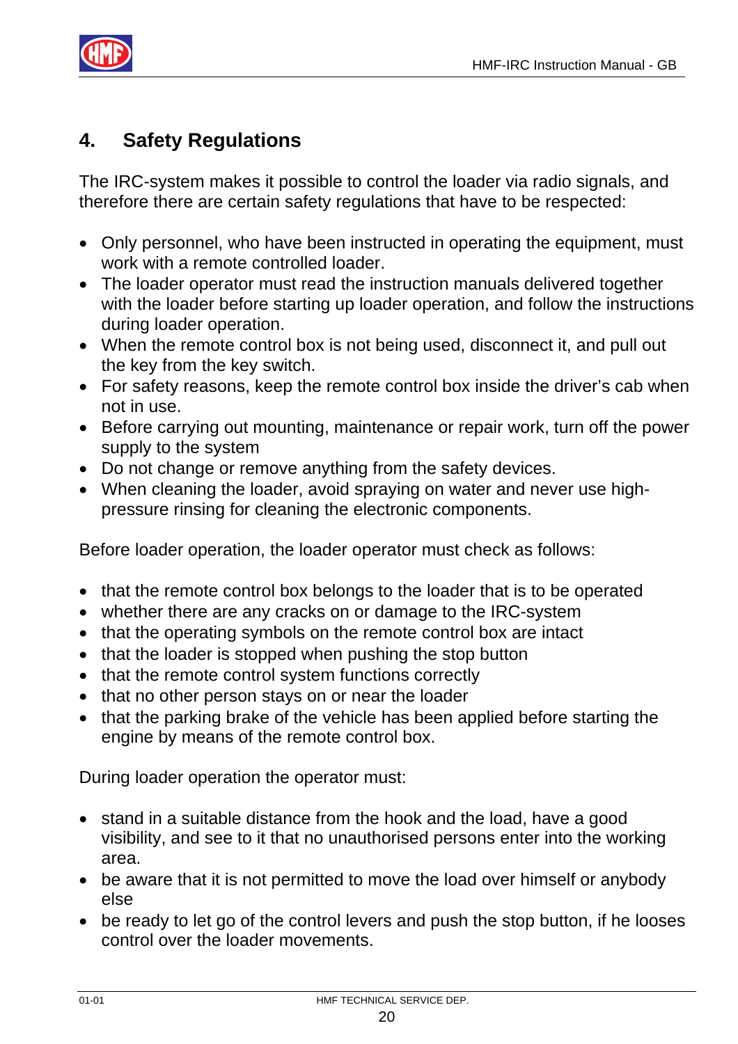# 4. Safety Regulations

The IRC-system makes it possible to control the loader via radio signals, and therefore there are certain safety regulations that have to be respected:

- Only personnel, who have been instructed in operating the equipment, must work with a remote controlled loader.
- The loader operator must read the instruction manuals delivered together with the loader before starting up loader operation, and follow the instructions during loader operation.
- When the remote control box is not being used, disconnect it, and pull out the key from the key switch.
- For safety reasons, keep the remote control box inside the driver's cab when not in use.
- Before carrying out mounting, maintenance or repair work, turn off the power supply to the system
- Do not change or remove anything from the safety devices.
- When cleaning the loader, avoid spraying on water and never use high-pressure rinsing for cleaning the electronic components.

Before loader operation, the loader operator must check as follows:

- that the remote control box belongs to the loader that is to be operated
- whether there are any cracks on or damage to the IRC-system
- that the operating symbols on the remote control box are intact
- that the loader is stopped when pushing the stop button
- that the remote control system functions correctly
- that no other person stays on or near the loader
- that the parking brake of the vehicle has been applied before starting the engine by means of the remote control box.

During loader operation the operator must:

- stand in a suitable distance from the hook and the load, have a good visibility, and see to it that no unauthorised persons enter into the working area.
- be aware that it is not permitted to move the load over himself or anybody else
- be ready to let go of the control levers and push the stop button, if he looses control over the loader movements.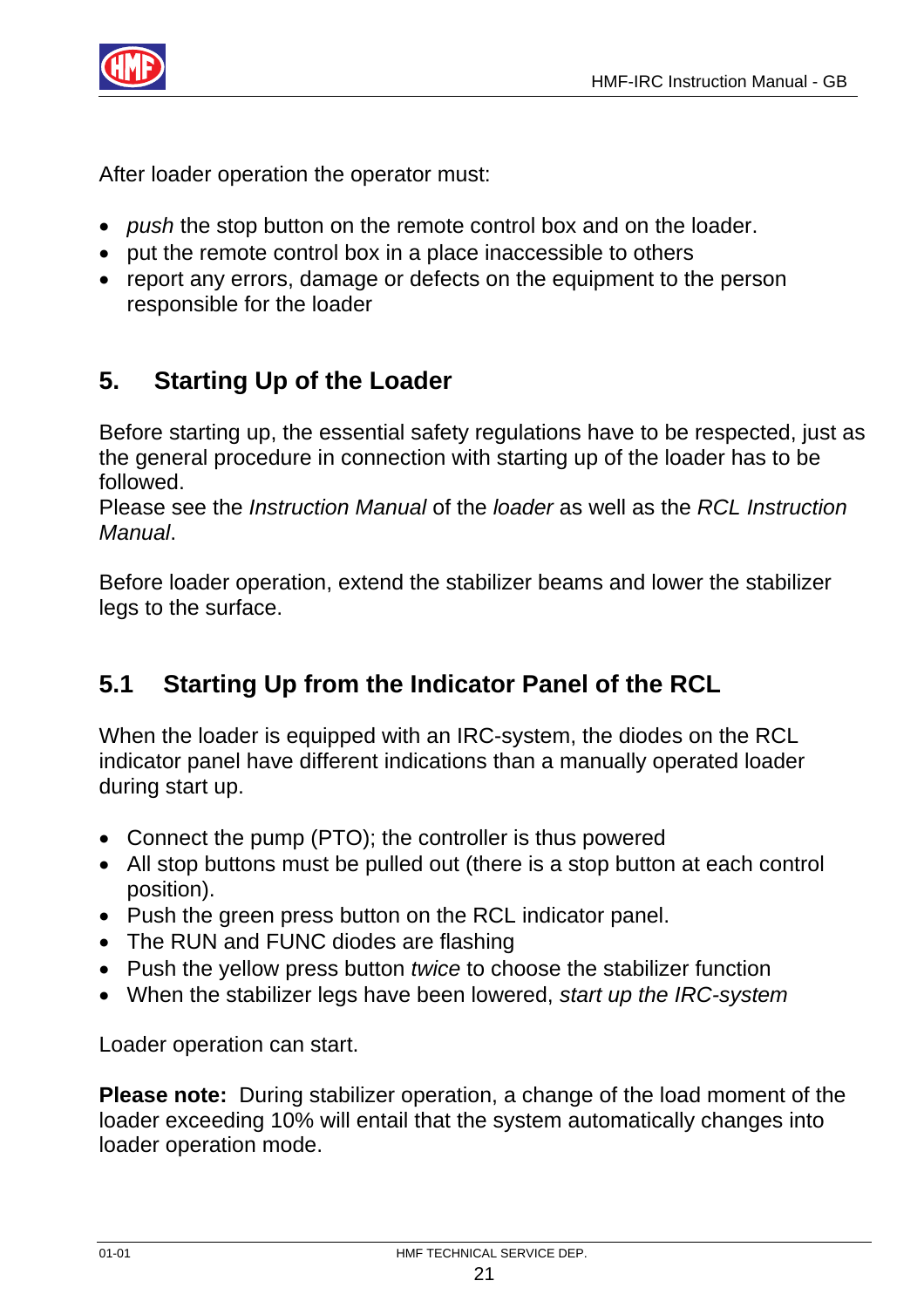After loader operation the operator must:

- *push* the stop button on the remote control box and on the loader.
- put the remote control box in a place inaccessible to others
- report any errors, damage or defects on the equipment to the person responsible for the loader

## 5. Starting Up of the Loader

Before starting up, the essential safety regulations have to be respected, just as the general procedure in connection with starting up of the loader has to be followed.
Please see the *Instruction Manual* of the *loader* as well as the *RCL Instruction Manual*.

Before loader operation, extend the stabilizer beams and lower the stabilizer legs to the surface.

### 5.1 Starting Up from the Indicator Panel of the RCL

When the loader is equipped with an IRC-system, the diodes on the RCL indicator panel have different indications than a manually operated loader during start up.

- Connect the pump (PTO); the controller is thus powered
- All stop buttons must be pulled out (there is a stop button at each control position).
- Push the green press button on the RCL indicator panel.
- The RUN and FUNC diodes are flashing
- Push the yellow press button *twice* to choose the stabilizer function
- When the stabilizer legs have been lowered, *start up the IRC-system*

Loader operation can start.

**Please note:** During stabilizer operation, a change of the load moment of the loader exceeding 10% will entail that the system automatically changes into loader operation mode.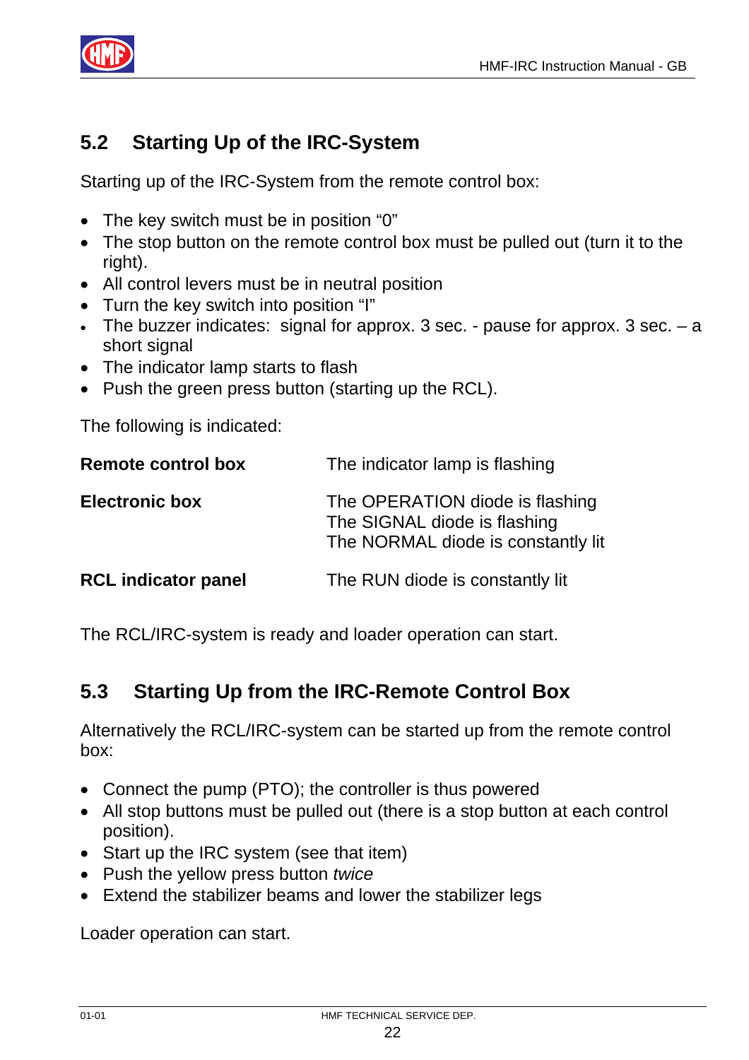## 5.2 Starting Up of the IRC-System

Starting up of the IRC-System from the remote control box:

- The key switch must be in position “0”
- The stop button on the remote control box must be pulled out (turn it to the right).
- All control levers must be in neutral position
- Turn the key switch into position “I”
- The buzzer indicates: signal for approx. 3 sec. - pause for approx. 3 sec. – a short signal
- The indicator lamp starts to flash
- Push the green press button (starting up the RCL).

The following is indicated:

| | |
|---|---|
| **Remote control box** | The indicator lamp is flashing |
| **Electronic box** | The OPERATION diode is flashing<br>The SIGNAL diode is flashing<br>The NORMAL diode is constantly lit |
| **RCL indicator panel** | The RUN diode is constantly lit |

The RCL/IRC-system is ready and loader operation can start.

## 5.3 Starting Up from the IRC-Remote Control Box

Alternatively the RCL/IRC-system can be started up from the remote control box:

- Connect the pump (PTO); the controller is thus powered
- All stop buttons must be pulled out (there is a stop button at each control position).
- Start up the IRC system (see that item)
- Push the yellow press button *twice*
- Extend the stabilizer beams and lower the stabilizer legs

Loader operation can start.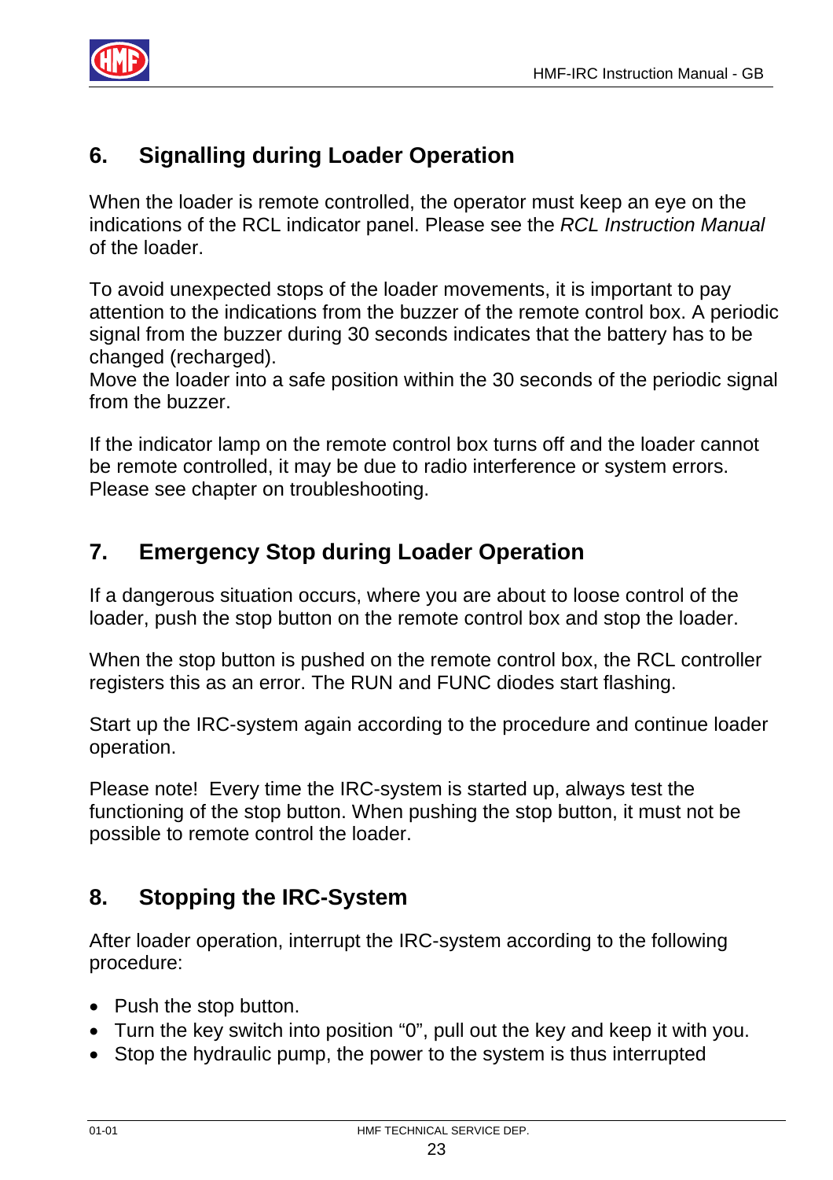## 6. Signalling during Loader Operation

When the loader is remote controlled, the operator must keep an eye on the indications of the RCL indicator panel. Please see the *RCL Instruction Manual* of the loader.

To avoid unexpected stops of the loader movements, it is important to pay attention to the indications from the buzzer of the remote control box. A periodic signal from the buzzer during 30 seconds indicates that the battery has to be changed (recharged).
Move the loader into a safe position within the 30 seconds of the periodic signal from the buzzer.

If the indicator lamp on the remote control box turns off and the loader cannot be remote controlled, it may be due to radio interference or system errors. Please see chapter on troubleshooting.

## 7. Emergency Stop during Loader Operation

If a dangerous situation occurs, where you are about to loose control of the loader, push the stop button on the remote control box and stop the loader.

When the stop button is pushed on the remote control box, the RCL controller registers this as an error. The RUN and FUNC diodes start flashing.

Start up the IRC-system again according to the procedure and continue loader operation.

Please note! Every time the IRC-system is started up, always test the functioning of the stop button. When pushing the stop button, it must not be possible to remote control the loader.

## 8. Stopping the IRC-System

After loader operation, interrupt the IRC-system according to the following procedure:

- Push the stop button.
- Turn the key switch into position "0", pull out the key and keep it with you.
- Stop the hydraulic pump, the power to the system is thus interrupted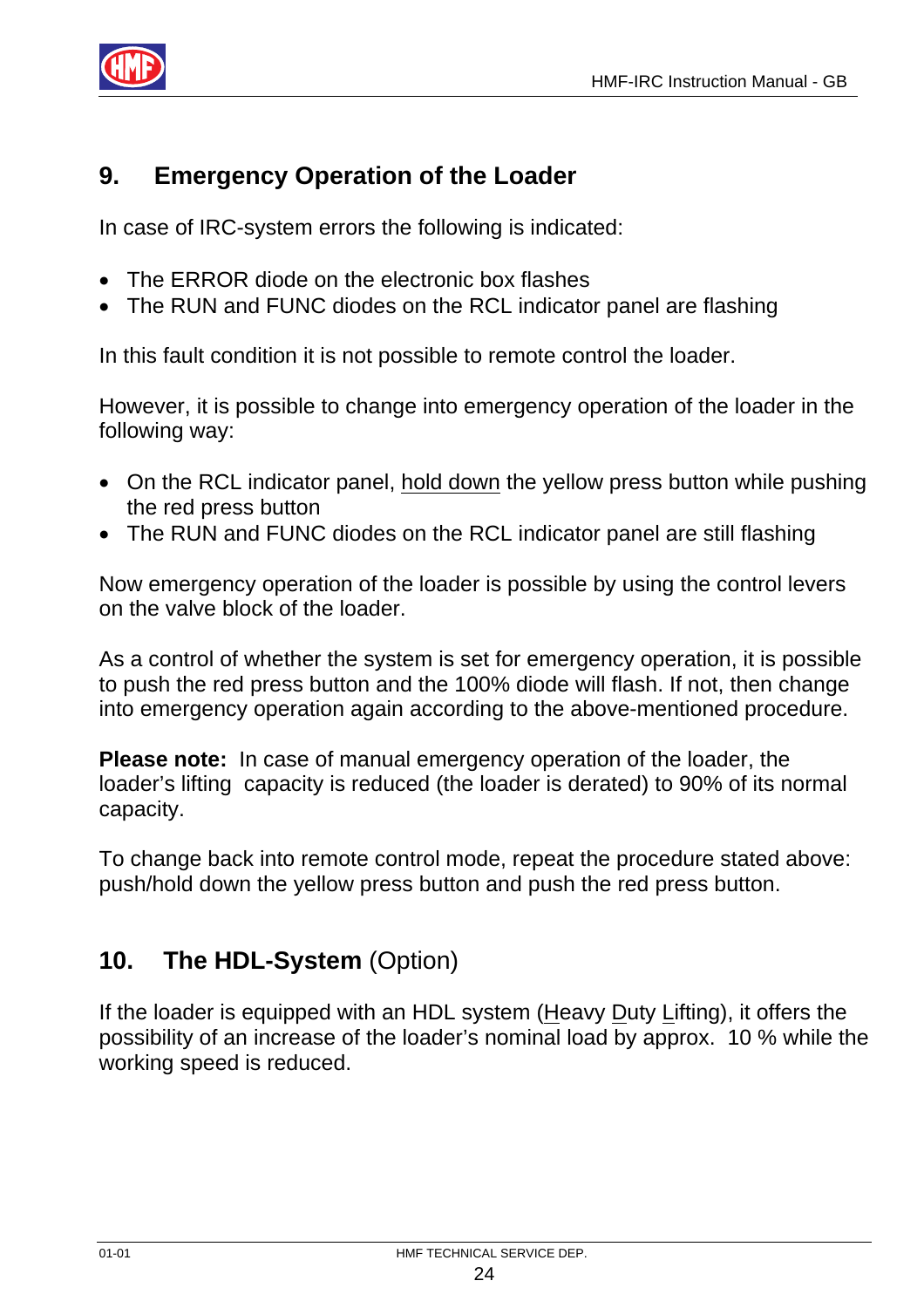## 9. Emergency Operation of the Loader

In case of IRC-system errors the following is indicated:

- The ERROR diode on the electronic box flashes
- The RUN and FUNC diodes on the RCL indicator panel are flashing

In this fault condition it is not possible to remote control the loader.

However, it is possible to change into emergency operation of the loader in the following way:

- On the RCL indicator panel, <u>hold down</u> the yellow press button while pushing the red press button
- The RUN and FUNC diodes on the RCL indicator panel are still flashing

Now emergency operation of the loader is possible by using the control levers on the valve block of the loader.

As a control of whether the system is set for emergency operation, it is possible to push the red press button and the 100% diode will flash. If not, then change into emergency operation again according to the above-mentioned procedure.

**Please note:** In case of manual emergency operation of the loader, the loader's lifting capacity is reduced (the loader is derated) to 90% of its normal capacity.

To change back into remote control mode, repeat the procedure stated above: push/hold down the yellow press button and push the red press button.

## 10. **The HDL-System** (Option)

If the loader is equipped with an HDL system (<u>H</u>eavy <u>D</u>uty <u>L</u>ifting), it offers the possibility of an increase of the loader's nominal load by approx. 10 % while the working speed is reduced.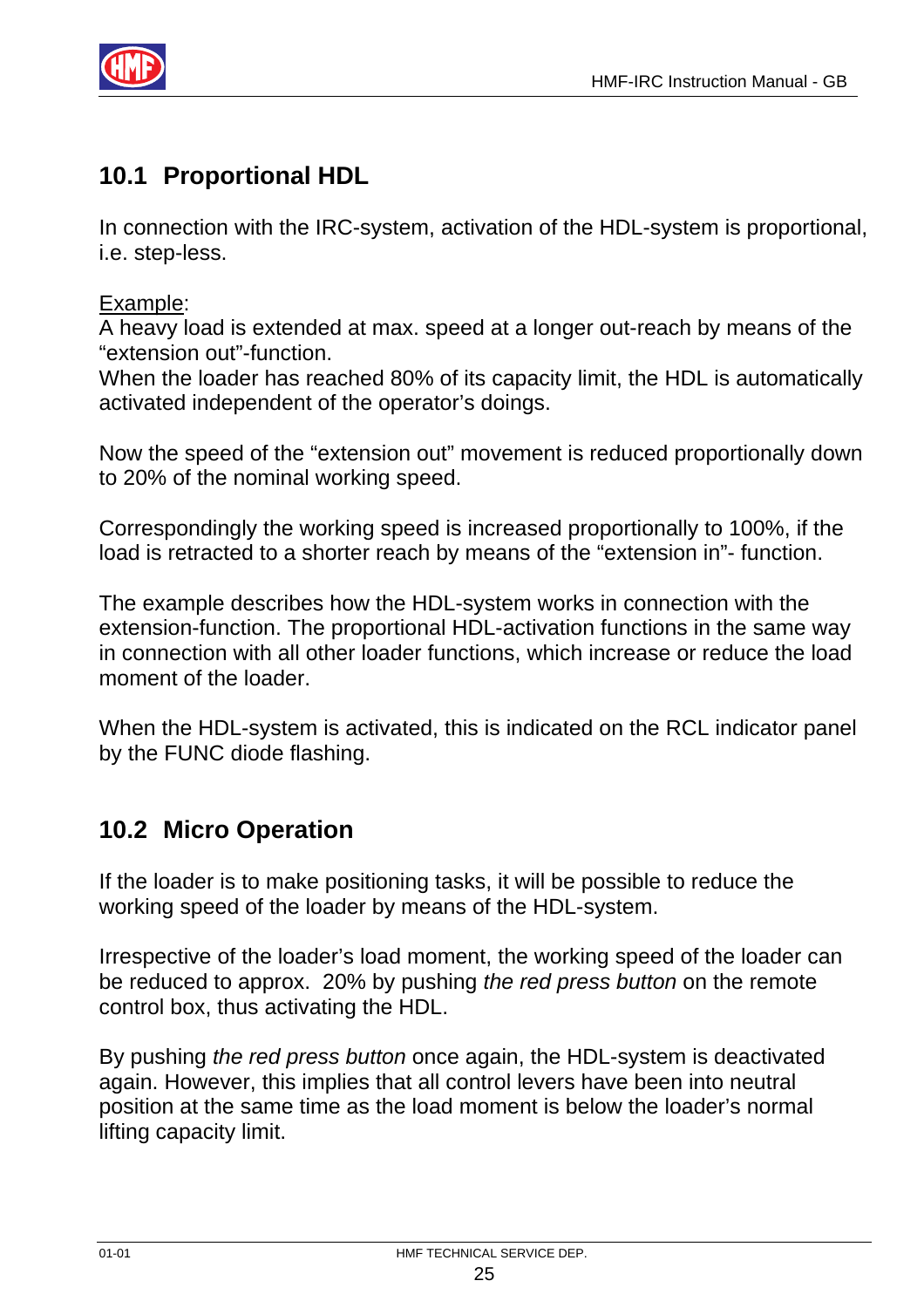## 10.1 Proportional HDL

In connection with the IRC-system, activation of the HDL-system is proportional, i.e. step-less.

Example:
A heavy load is extended at max. speed at a longer out-reach by means of the "extension out"-function.
When the loader has reached 80% of its capacity limit, the HDL is automatically activated independent of the operator's doings.

Now the speed of the "extension out" movement is reduced proportionally down to 20% of the nominal working speed.

Correspondingly the working speed is increased proportionally to 100%, if the load is retracted to a shorter reach by means of the "extension in"- function.

The example describes how the HDL-system works in connection with the extension-function. The proportional HDL-activation functions in the same way in connection with all other loader functions, which increase or reduce the load moment of the loader.

When the HDL-system is activated, this is indicated on the RCL indicator panel by the FUNC diode flashing.

## 10.2 Micro Operation

If the loader is to make positioning tasks, it will be possible to reduce the working speed of the loader by means of the HDL-system.

Irrespective of the loader's load moment, the working speed of the loader can be reduced to approx. 20% by pushing *the red press button* on the remote control box, thus activating the HDL.

By pushing *the red press button* once again, the HDL-system is deactivated again. However, this implies that all control levers have been into neutral position at the same time as the load moment is below the loader's normal lifting capacity limit.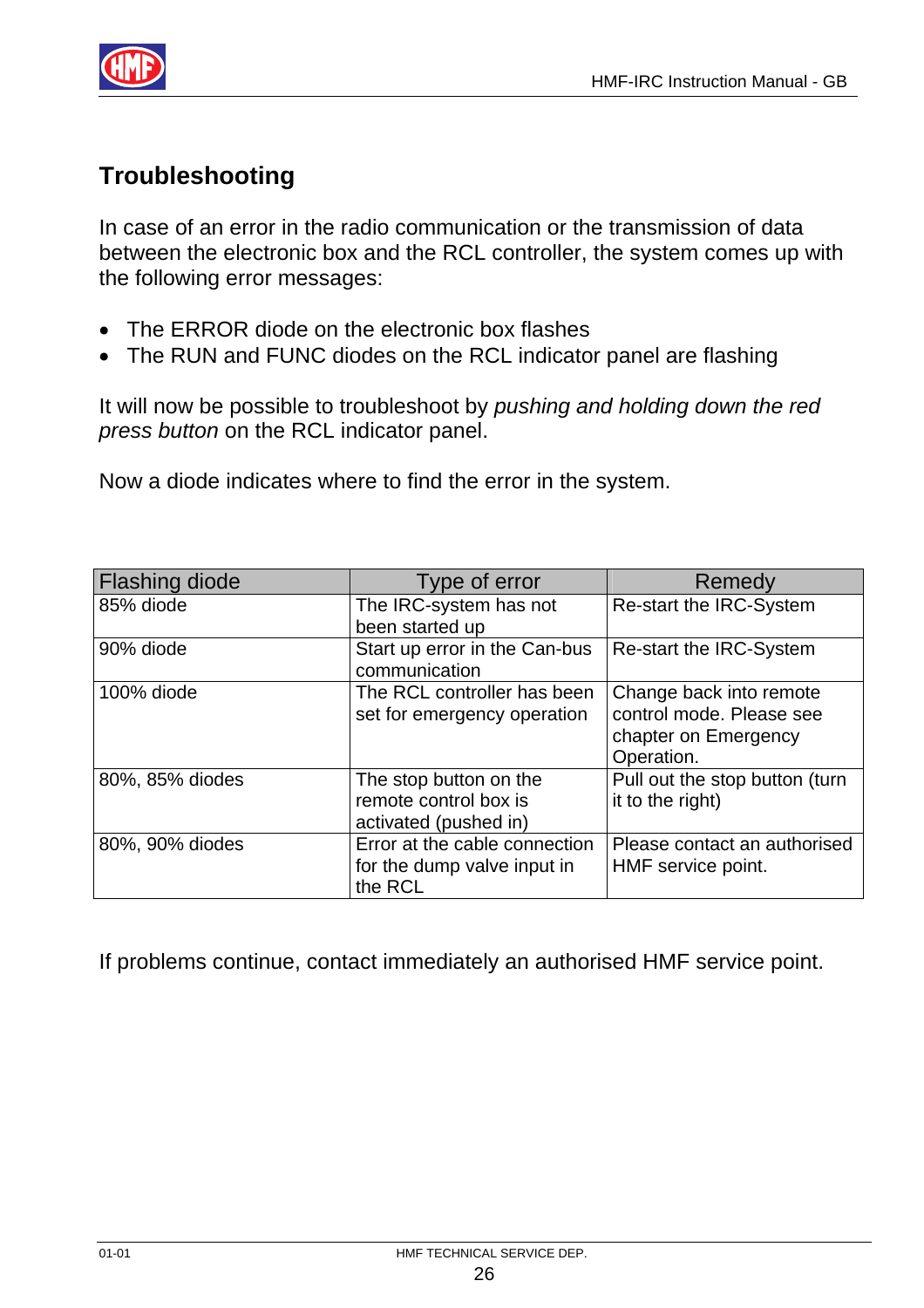## Troubleshooting

In case of an error in the radio communication or the transmission of data between the electronic box and the RCL controller, the system comes up with the following error messages:

- The ERROR diode on the electronic box flashes
- The RUN and FUNC diodes on the RCL indicator panel are flashing

It will now be possible to troubleshoot by *pushing and holding down the red press button* on the RCL indicator panel.

Now a diode indicates where to find the error in the system.

| Flashing diode | Type of error | Remedy |
|---|---|---|
| 85% diode | The IRC-system has not been started up | Re-start the IRC-System |
| 90% diode | Start up error in the Can-bus communication | Re-start the IRC-System |
| 100% diode | The RCL controller has been set for emergency operation | Change back into remote control mode. Please see chapter on Emergency Operation. |
| 80%, 85% diodes | The stop button on the remote control box is activated (pushed in) | Pull out the stop button (turn it to the right) |
| 80%, 90% diodes | Error at the cable connection for the dump valve input in the RCL | Please contact an authorised HMF service point. |

If problems continue, contact immediately an authorised HMF service point.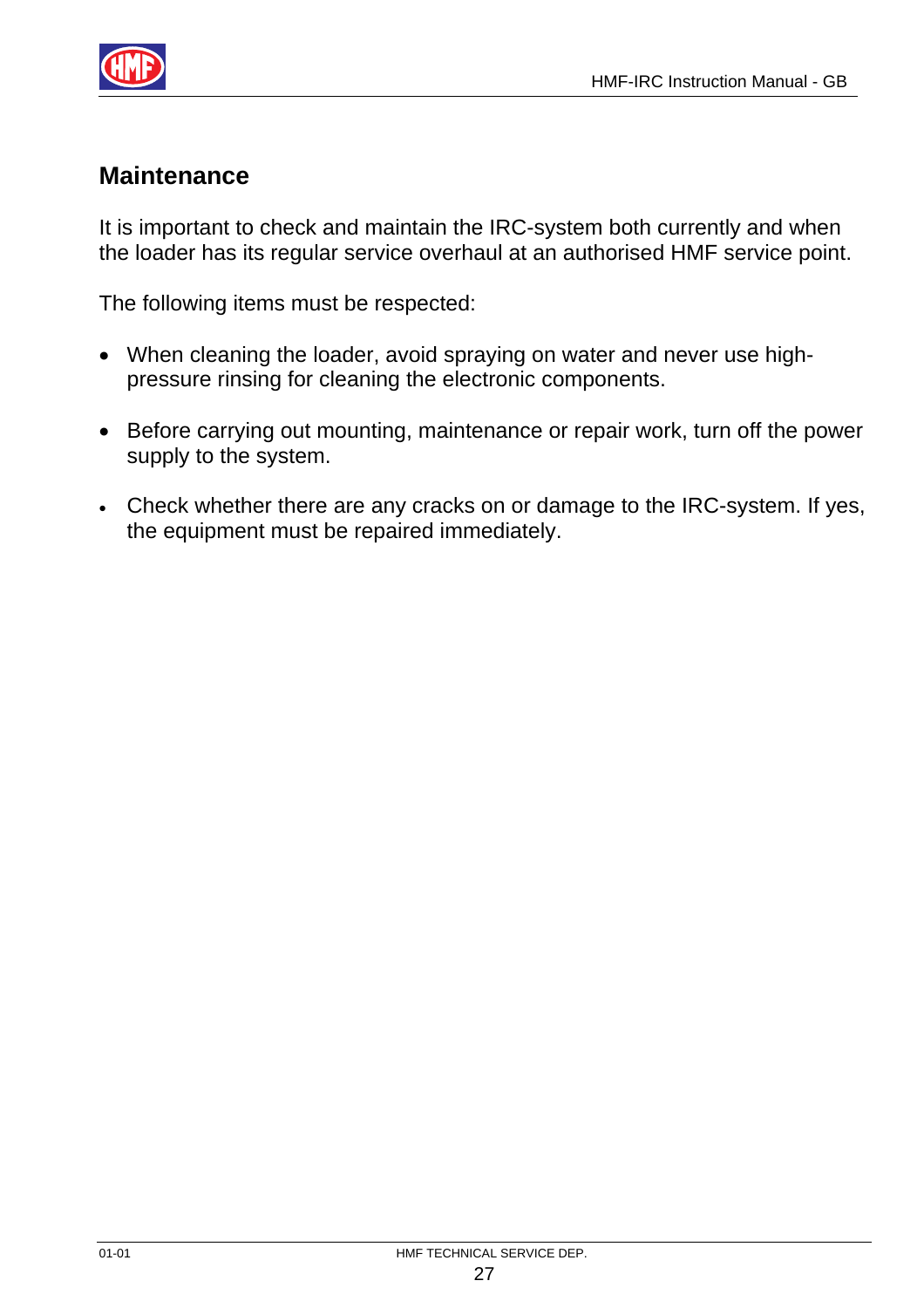## Maintenance

It is important to check and maintain the IRC-system both currently and when the loader has its regular service overhaul at an authorised HMF service point.

The following items must be respected:

- When cleaning the loader, avoid spraying on water and never use high-pressure rinsing for cleaning the electronic components.
- Before carrying out mounting, maintenance or repair work, turn off the power supply to the system.
- Check whether there are any cracks on or damage to the IRC-system. If yes, the equipment must be repaired immediately.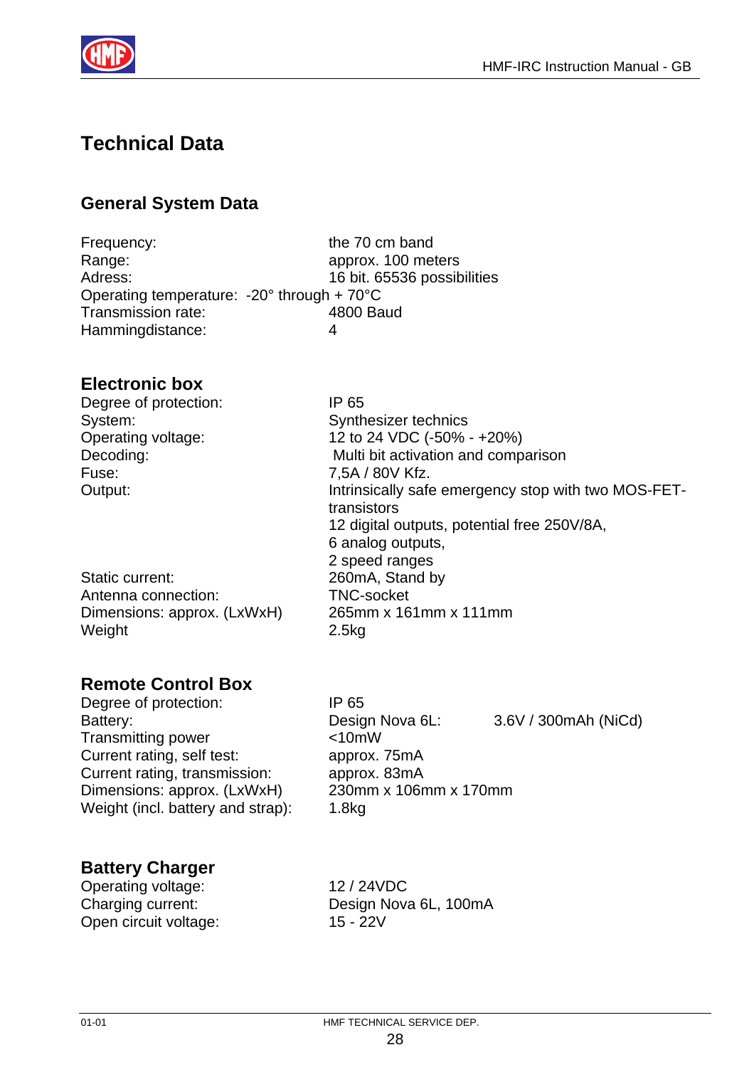# Technical Data

## General System Data

| | |
|---|---|
| Frequency: | the 70 cm band |
| Range: | approx. 100 meters |
| Adress: | 16 bit. 65536 possibilities |
| Operating temperature: | -20° through + 70°C |
| Transmission rate: | 4800 Baud |
| Hammingdistance: | 4 |

## Electronic box

| | |
|---|---|
| Degree of protection: | IP 65 |
| System: | Synthesizer technics |
| Operating voltage: | 12 to 24 VDC (-50% - +20%) |
| Decoding: | Multi bit activation and comparison |
| Fuse: | 7,5A / 80V Kfz. |
| Output: | Intrinsically safe emergency stop with two MOS-FET-transistors<br>12 digital outputs, potential free 250V/8A,<br>6 analog outputs,<br>2 speed ranges |
| Static current: | 260mA, Stand by |
| Antenna connection: | TNC-socket |
| Dimensions: approx. (LxWxH) | 265mm x 161mm x 111mm |
| Weight | 2.5kg |

## Remote Control Box

| | | |
|---|---|---|
| Degree of protection: | IP 65 | |
| Battery: | Design Nova 6L: | 3.6V / 300mAh (NiCd) |
| Transmitting power | <10mW | |
| Current rating, self test: | approx. 75mA | |
| Current rating, transmission: | approx. 83mA | |
| Dimensions: approx. (LxWxH) | 230mm x 106mm x 170mm | |
| Weight (incl. battery and strap): | 1.8kg | |

## Battery Charger

| | |
|---|---|
| Operating voltage: | 12 / 24VDC |
| Charging current: | Design Nova 6L, 100mA |
| Open circuit voltage: | 15 - 22V |

01-01 HMF TECHNICAL SERVICE DEP.